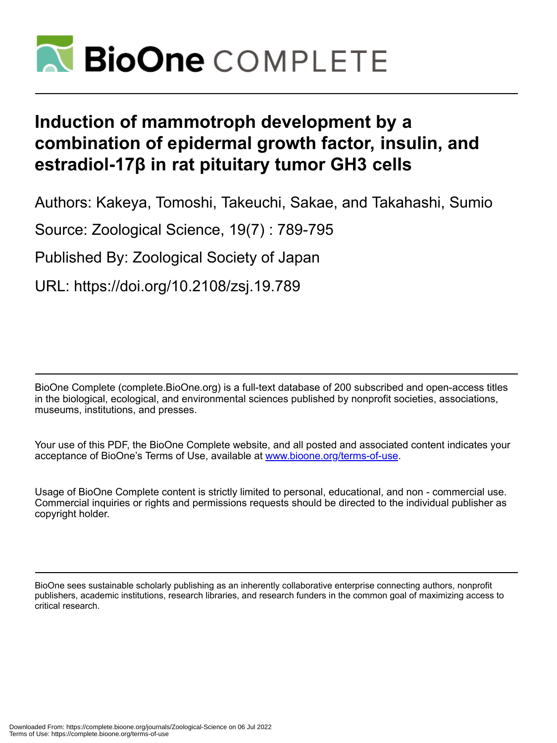# Induction of mammotroph development by a combination of epidermal growth factor, insulin, and estradiol-17β in rat pituitary tumor GH3 cells

Authors: Kakeya, Tomoshi, Takeuchi, Sakae, and Takahashi, Sumio

Source: Zoological Science, 19(7) : 789-795

Published By: Zoological Society of Japan

URL: https://doi.org/10.2108/zsj.19.789

BioOne Complete (complete.BioOne.org) is a full-text database of 200 subscribed and open-access titles in the biological, ecological, and environmental sciences published by nonprofit societies, associations, museums, institutions, and presses.

Your use of this PDF, the BioOne Complete website, and all posted and associated content indicates your acceptance of BioOne's Terms of Use, available at www.bioone.org/terms-of-use.

Usage of BioOne Complete content is strictly limited to personal, educational, and non - commercial use. Commercial inquiries or rights and permissions requests should be directed to the individual publisher as copyright holder.

BioOne sees sustainable scholarly publishing as an inherently collaborative enterprise connecting authors, nonprofit publishers, academic institutions, research libraries, and research funders in the common goal of maximizing access to critical research.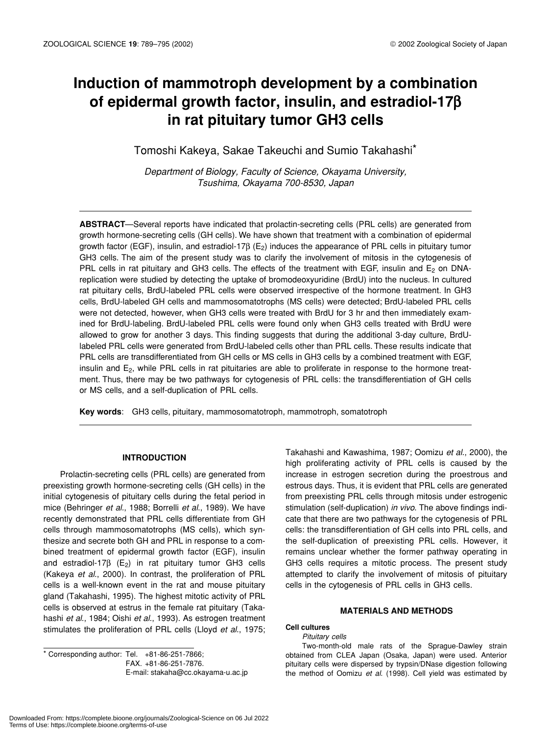# Induction of mammotroph development by a combination of epidermal growth factor, insulin, and estradiol-17β in rat pituitary tumor GH3 cells

Tomoshi Kakeya, Sakae Takeuchi and Sumio Takahashi*

*Department of Biology, Faculty of Science, Okayama University, Tsushima, Okayama 700-8530, Japan*

**ABSTRACT**—Several reports have indicated that prolactin-secreting cells (PRL cells) are generated from growth hormone-secreting cells (GH cells). We have shown that treatment with a combination of epidermal growth factor (EGF), insulin, and estradiol-17β ($E_2$) induces the appearance of PRL cells in pituitary tumor GH3 cells. The aim of the present study was to clarify the involvement of mitosis in the cytogenesis of PRL cells in rat pituitary and GH3 cells. The effects of the treatment with EGF, insulin and $E_2$ on DNA-replication were studied by detecting the uptake of bromodeoxyuridine (BrdU) into the nucleus. In cultured rat pituitary cells, BrdU-labeled PRL cells were observed irrespective of the hormone treatment. In GH3 cells, BrdU-labeled GH cells and mammosomatotrophs (MS cells) were detected; BrdU-labeled PRL cells were not detected, however, when GH3 cells were treated with BrdU for 3 hr and then immediately examined for BrdU-labeling. BrdU-labeled PRL cells were found only when GH3 cells treated with BrdU were allowed to grow for another 3 days. This finding suggests that during the additional 3-day culture, BrdU-labeled PRL cells were generated from BrdU-labeled cells other than PRL cells. These results indicate that PRL cells are transdifferentiated from GH cells or MS cells in GH3 cells by a combined treatment with EGF, insulin and $E_2$, while PRL cells in rat pituitaries are able to proliferate in response to the hormone treatment. Thus, there may be two pathways for cytogenesis of PRL cells: the transdifferentiation of GH cells or MS cells, and a self-duplication of PRL cells.

**Key words**: GH3 cells, pituitary, mammosomatotroph, mammotroph, somatotroph

## INTRODUCTION

Prolactin-secreting cells (PRL cells) are generated from preexisting growth hormone-secreting cells (GH cells) in the initial cytogenesis of pituitary cells during the fetal period in mice (Behringer *et al.*, 1988; Borrelli *et al.*, 1989). We have recently demonstrated that PRL cells differentiate from GH cells through mammosomatotrophs (MS cells), which synthesize and secrete both GH and PRL in response to a combined treatment of epidermal growth factor (EGF), insulin and estradiol-17β ($E_2$) in rat pituitary tumor GH3 cells (Kakeya *et al.*, 2000). In contrast, the proliferation of PRL cells is a well-known event in the rat and mouse pituitary gland (Takahashi, 1995). The highest mitotic activity of PRL cells is observed at estrus in the female rat pituitary (Takahashi *et al.*, 1984; Oishi *et al.*, 1993). As estrogen treatment stimulates the proliferation of PRL cells (Lloyd *et al.*, 1975; Takahashi and Kawashima, 1987; Oomizu *et al.*, 2000), the high proliferating activity of PRL cells is caused by the increase in estrogen secretion during the proestrous and estrous days. Thus, it is evident that PRL cells are generated from preexisting PRL cells through mitosis under estrogenic stimulation (self-duplication) *in vivo*. The above findings indicate that there are two pathways for the cytogenesis of PRL cells: the transdifferentiation of GH cells into PRL cells, and the self-duplication of preexisting PRL cells. However, it remains unclear whether the former pathway operating in GH3 cells requires a mitotic process. The present study attempted to clarify the involvement of mitosis of pituitary cells in the cytogenesis of PRL cells in GH3 cells.

## MATERIALS AND METHODS

### Cell cultures

*Pituitary cells*

Two-month-old male rats of the Sprague-Dawley strain obtained from CLEA Japan (Osaka, Japan) were used. Anterior pituitary cells were dispersed by trypsin/DNase digestion following the method of Oomizu *et al.* (1998). Cell yield was estimated by

* Corresponding author: Tel. +81-86-251-7866; FAX. +81-86-251-7876. E-mail: stakaha@cc.okayama-u.ac.jp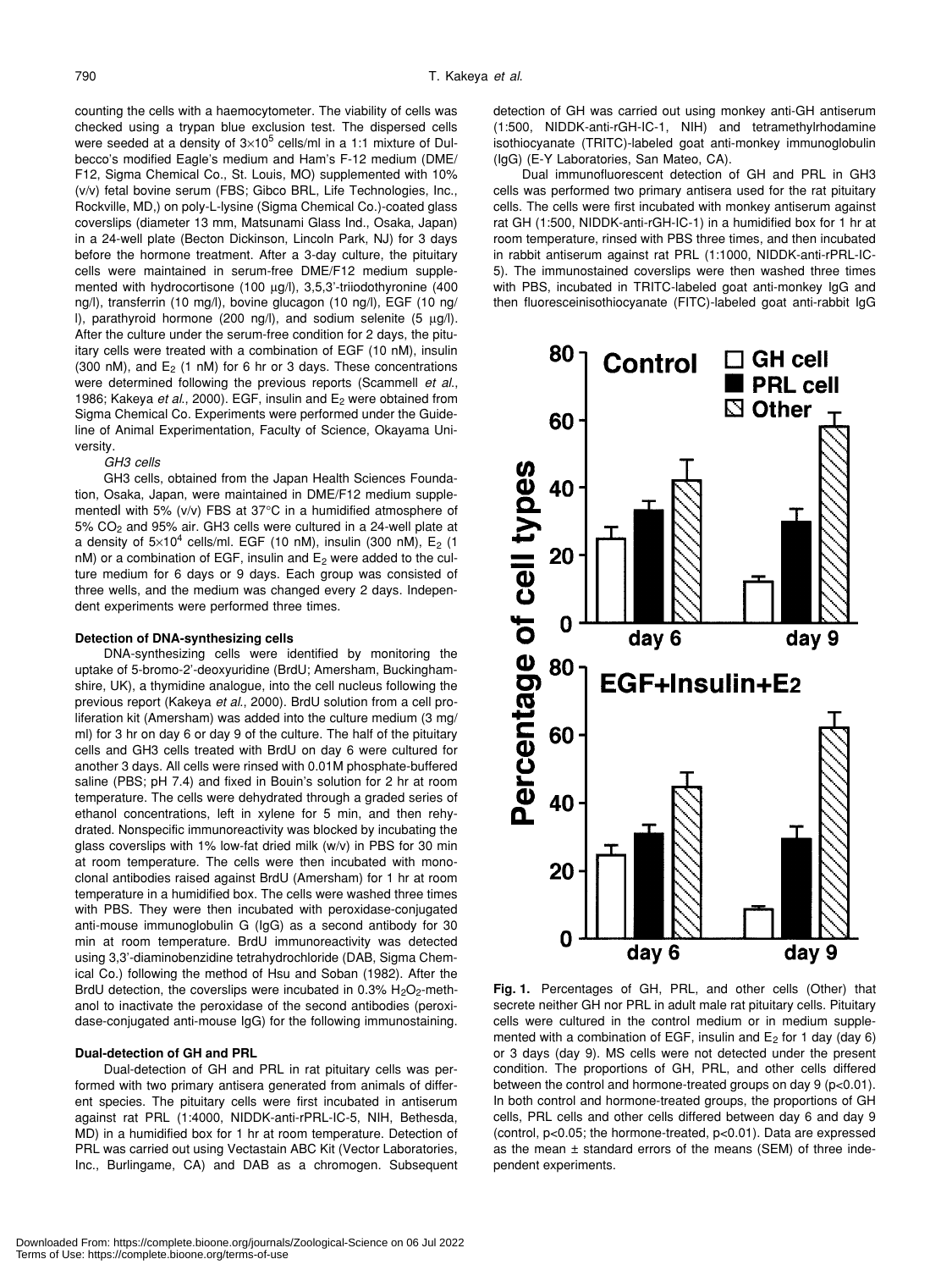counting the cells with a haemocytometer. The viability of cells was checked using a trypan blue exclusion test. The dispersed cells were seeded at a density of $3\times10^5$ cells/ml in a 1:1 mixture of Dulbecco's modified Eagle's medium and Ham's F-12 medium (DME/F12, Sigma Chemical Co., St. Louis, MO) supplemented with 10% (v/v) fetal bovine serum (FBS; Gibco BRL, Life Technologies, Inc., Rockville, MD,) on poly-L-lysine (Sigma Chemical Co.)-coated glass coverslips (diameter 13 mm, Matsunami Glass Ind., Osaka, Japan) in a 24-well plate (Becton Dickinson, Lincoln Park, NJ) for 3 days before the hormone treatment. After a 3-day culture, the pituitary cells were maintained in serum-free DME/F12 medium supplemented with hydrocortisone (100 μg/l), 3,5,3'-triiodothyronine (400 ng/l), transferrin (10 mg/l), bovine glucagon (10 ng/l), EGF (10 ng/l), parathyroid hormone (200 ng/l), and sodium selenite (5 μg/l). After the culture under the serum-free condition for 2 days, the pituitary cells were treated with a combination of EGF (10 nM), insulin (300 nM), and $E_2$ (1 nM) for 6 hr or 3 days. These concentrations were determined following the previous reports (Scammell *et al.*, 1986; Kakeya *et al.*, 2000). EGF, insulin and $E_2$ were obtained from Sigma Chemical Co. Experiments were performed under the Guideline of Animal Experimentation, Faculty of Science, Okayama University.

*GH3 cells*

GH3 cells, obtained from the Japan Health Sciences Foundation, Osaka, Japan, were maintained in DME/F12 medium supplemented with 5% (v/v) FBS at 37°C in a humidified atmosphere of 5% $CO_2$ and 95% air. GH3 cells were cultured in a 24-well plate at a density of $5\times10^4$ cells/ml. EGF (10 nM), insulin (300 nM), $E_2$ (1 nM) or a combination of EGF, insulin and $E_2$ were added to the culture medium for 6 days or 9 days. Each group was consisted of three wells, and the medium was changed every 2 days. Independent experiments were performed three times.

### Detection of DNA-synthesizing cells

DNA-synthesizing cells were identified by monitoring the uptake of 5-bromo-2'-deoxyuridine (BrdU; Amersham, Buckinghamshire, UK), a thymidine analogue, into the cell nucleus following the previous report (Kakeya *et al.*, 2000). BrdU solution from a cell proliferation kit (Amersham) was added into the culture medium (3 mg/ml) for 3 hr on day 6 or day 9 of the culture. The half of the pituitary cells and GH3 cells treated with BrdU on day 6 were cultured for another 3 days. All cells were rinsed with 0.01M phosphate-buffered saline (PBS; pH 7.4) and fixed in Bouin's solution for 2 hr at room temperature. The cells were dehydrated through a graded series of ethanol concentrations, left in xylene for 5 min, and then rehydrated. Nonspecific immunoreactivity was blocked by incubating the glass coverslips with 1% low-fat dried milk (w/v) in PBS for 30 min at room temperature. The cells were then incubated with monoclonal antibodies raised against BrdU (Amersham) for 1 hr at room temperature in a humidified box. The cells were washed three times with PBS. They were then incubated with peroxidase-conjugated anti-mouse immunoglobulin G (IgG) as a second antibody for 30 min at room temperature. BrdU immunoreactivity was detected using 3,3'-diaminobenzidine tetrahydrochloride (DAB, Sigma Chemical Co.) following the method of Hsu and Soban (1982). After the BrdU detection, the coverslips were incubated in 0.3% $H_2O_2$-methanol to inactivate the peroxidase of the second antibodies (peroxidase-conjugated anti-mouse IgG) for the following immunostaining.

### Dual-detection of GH and PRL

Dual-detection of GH and PRL in rat pituitary cells was performed with two primary antisera generated from animals of different species. The pituitary cells were first incubated in antiserum against rat PRL (1:4000, NIDDK-anti-rPRL-IC-5, NIH, Bethesda, MD) in a humidified box for 1 hr at room temperature. Detection of PRL was carried out using Vectastain ABC Kit (Vector Laboratories, Inc., Burlingame, CA) and DAB as a chromogen. Subsequent detection of GH was carried out using monkey anti-GH antiserum (1:500, NIDDK-anti-rGH-IC-1, NIH) and tetramethylrhodamine isothiocyanate (TRITC)-labeled goat anti-monkey immunoglobulin (IgG) (E-Y Laboratories, San Mateo, CA).

Dual immunofluorescent detection of GH and PRL in GH3 cells was performed two primary antisera used for the rat pituitary cells. The cells were first incubated with monkey antiserum against rat GH (1:500, NIDDK-anti-rGH-IC-1) in a humidified box for 1 hr at room temperature, rinsed with PBS three times, and then incubated in rabbit antiserum against rat PRL (1:1000, NIDDK-anti-rPRL-IC-5). The immunostained coverslips were then washed three times with PBS, incubated in TRITC-labeled goat anti-monkey IgG and then fluoresceinisothiocyanate (FITC)-labeled goat anti-rabbit IgG

**Fig. 1.** Percentages of GH, PRL, and other cells (Other) that secrete neither GH nor PRL in adult male rat pituitary cells. Pituitary cells were cultured in the control medium or in medium supplemented with a combination of EGF, insulin and $E_2$ for 1 day (day 6) or 3 days (day 9). MS cells were not detected under the present condition. The proportions of GH, PRL, and other cells differed between the control and hormone-treated groups on day 9 ($p<0.01$). In both control and hormone-treated groups, the proportions of GH cells, PRL cells and other cells differed between day 6 and day 9 (control, $p<0.05$; the hormone-treated, $p<0.01$). Data are expressed as the mean ± standard errors of the means (SEM) of three independent experiments.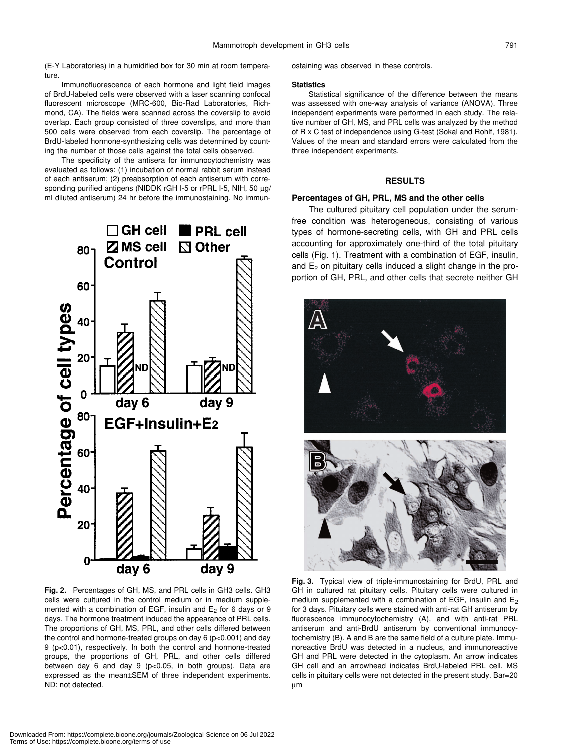(E-Y Laboratories) in a humidified box for 30 min at room temperature.

Immunofluorescence of each hormone and light field images of BrdU-labeled cells were observed with a laser scanning confocal fluorescent microscope (MRC-600, Bio-Rad Laboratories, Richmond, CA). The fields were scanned across the coverslip to avoid overlap. Each group consisted of three coverslips, and more than 500 cells were observed from each coverslip. The percentage of BrdU-labeled hormone-synthesizing cells was determined by counting the number of those cells against the total cells observed.

The specificity of the antisera for immunocytochemistry was evaluated as follows: (1) incubation of normal rabbit serum instead of each antiserum; (2) preabsorption of each antiserum with corresponding purified antigens (NIDDK rGH I-5 or rPRL I-5, NIH, 50 μg/ml diluted antiserum) 24 hr before the immunostaining. No immunostaining was observed in these controls.

### Statistics

Statistical significance of the difference between the means was assessed with one-way analysis of variance (ANOVA). Three independent experiments were performed in each study. The relative number of GH, MS, and PRL cells was analyzed by the method of R x C test of independence using G-test (Sokal and Rohlf, 1981). Values of the mean and standard errors were calculated from the three independent experiments.

## RESULTS

### Percentages of GH, PRL, MS and the other cells

The cultured pituitary cell population under the serum-free condition was heterogeneous, consisting of various types of hormone-secreting cells, with GH and PRL cells accounting for approximately one-third of the total pituitary cells (Fig. 1). Treatment with a combination of EGF, insulin, and $E_2$ on pituitary cells induced a slight change in the proportion of GH, PRL, and other cells that secrete neither GH

**Fig. 2.** Percentages of GH, MS, and PRL cells in GH3 cells. GH3 cells were cultured in the control medium or in medium supplemented with a combination of EGF, insulin and $E_2$ for 6 days or 9 days. The hormone treatment induced the appearance of PRL cells. The proportions of GH, MS, PRL, and other cells differed between the control and hormone-treated groups on day 6 ($p<0.001$) and day 9 ($p<0.01$), respectively. In both the control and hormone-treated groups, the proportions of GH, PRL, and other cells differed between day 6 and day 9 ($p<0.05$, in both groups). Data are expressed as the mean±SEM of three independent experiments. ND: not detected.

**Fig. 3.** Typical view of triple-immunostaining for BrdU, PRL and GH in cultured rat pituitary cells. Pituitary cells were cultured in medium supplemented with a combination of EGF, insulin and $E_2$ for 3 days. Pituitary cells were stained with anti-rat GH antiserum by fluorescence immunocytochemistry (A), and with anti-rat PRL antiserum and anti-BrdU antiserum by conventional immunocytochemistry (B). A and B are the same field of a culture plate. Immunoreactive BrdU was detected in a nucleus, and immunoreactive GH and PRL were detected in the cytoplasm. An arrow indicates GH cell and an arrowhead indicates BrdU-labeled PRL cell. MS cells in pituitary cells were not detected in the present study. Bar=20 μm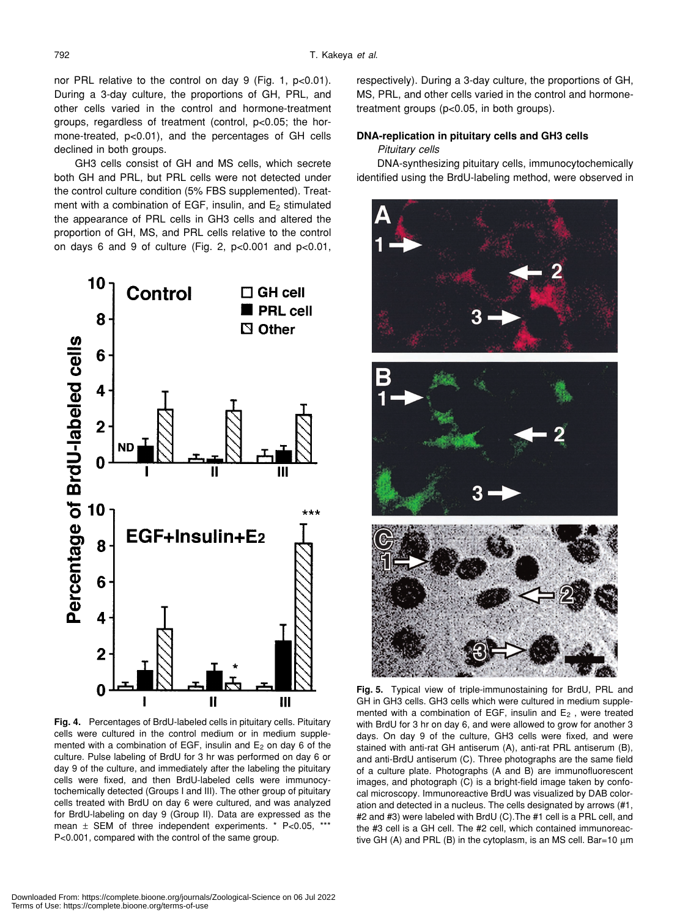nor PRL relative to the control on day 9 (Fig. 1, $p<0.01$). During a 3-day culture, the proportions of GH, PRL, and other cells varied in the control and hormone-treatment groups, regardless of treatment (control, $p<0.05$; the hormone-treated, $p<0.01$), and the percentages of GH cells declined in both groups.

GH3 cells consist of GH and MS cells, which secrete both GH and PRL, but PRL cells were not detected under the control culture condition (5% FBS supplemented). Treatment with a combination of EGF, insulin, and $E_2$ stimulated the appearance of PRL cells in GH3 cells and altered the proportion of GH, MS, and PRL cells relative to the control on days 6 and 9 of culture (Fig. 2, $p<0.001$ and $p<0.01$, respectively). During a 3-day culture, the proportions of GH, MS, PRL, and other cells varied in the control and hormone-treatment groups ($p<0.05$, in both groups).

**Fig. 4.** Percentages of BrdU-labeled cells in pituitary cells. Pituitary cells were cultured in the control medium or in medium supplemented with a combination of EGF, insulin and $E_2$ on day 6 of the culture. Pulse labeling of BrdU for 3 hr was performed on day 6 or day 9 of the culture, and immediately after the labeling the pituitary cells were fixed, and then BrdU-labeled cells were immunocytochemically detected (Groups I and III). The other group of pituitary cells treated with BrdU on day 6 were cultured, and was analyzed for BrdU-labeling on day 9 (Group II). Data are expressed as the mean ± SEM of three independent experiments. * $P<0.05$, *** $P<0.001$, compared with the control of the same group.

### DNA-replication in pituitary cells and GH3 cells

*Pituitary cells*

DNA-synthesizing pituitary cells, immunocytochemically identified using the BrdU-labeling method, were observed in

**Fig. 5.** Typical view of triple-immunostaining for BrdU, PRL and GH in GH3 cells. GH3 cells which were cultured in medium supplemented with a combination of EGF, insulin and $E_2$, were treated with BrdU for 3 hr on day 6, and were allowed to grow for another 3 days. On day 9 of the culture, GH3 cells were fixed, and were stained with anti-rat GH antiserum (A), anti-rat PRL antiserum (B), and anti-BrdU antiserum (C). Three photographs are the same field of a culture plate. Photographs (A and B) are immunofluorescent images, and photograph (C) is a bright-field image taken by confocal microscopy. Immunoreactive BrdU was visualized by DAB coloration and detected in a nucleus. The cells designated by arrows (#1, #2 and #3) were labeled with BrdU (C). The #1 cell is a PRL cell, and the #3 cell is a GH cell. The #2 cell, which contained immunoreactive GH (A) and PRL (B) in the cytoplasm, is an MS cell. Bar=10 µm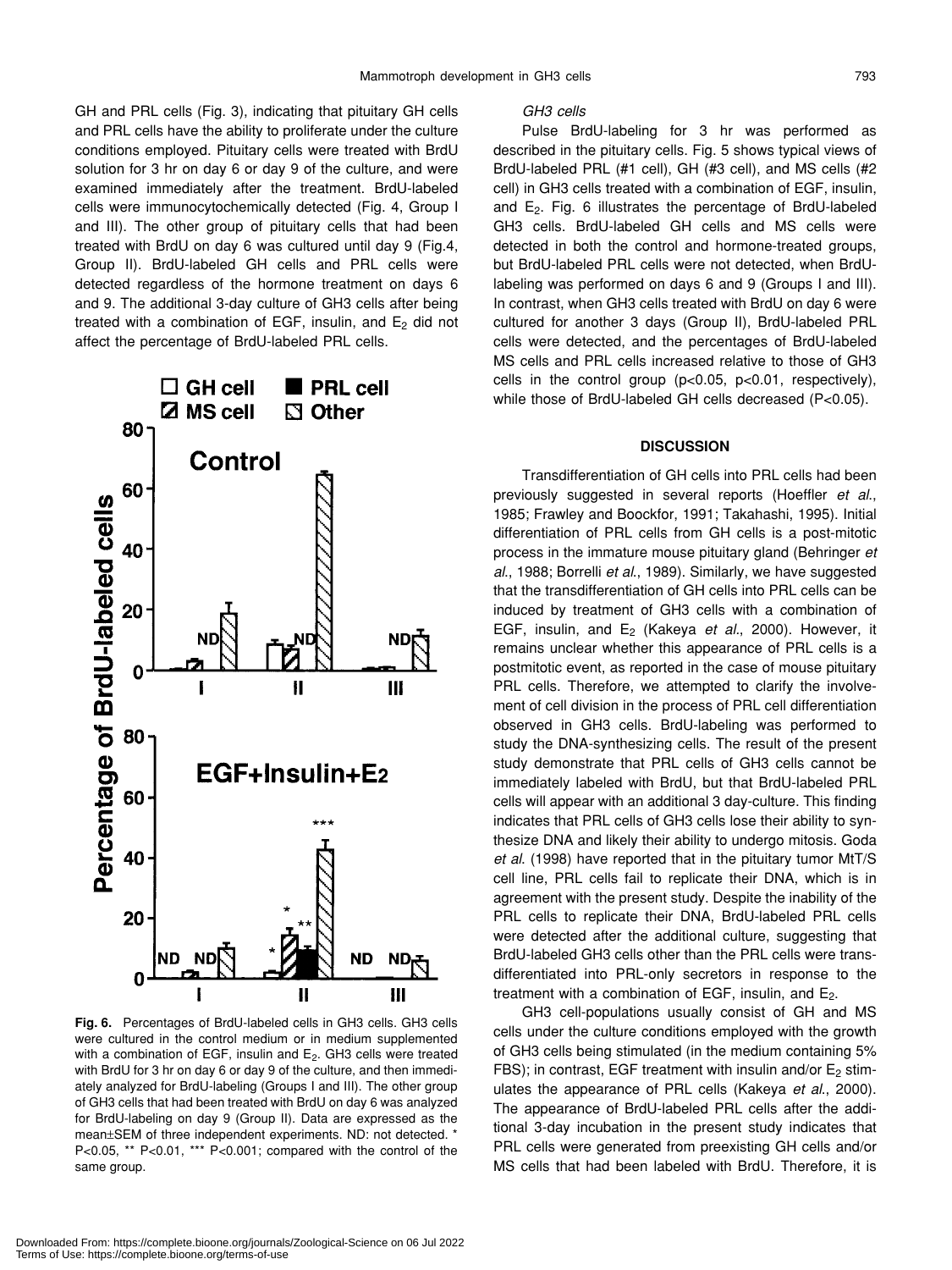GH and PRL cells (Fig. 3), indicating that pituitary GH cells and PRL cells have the ability to proliferate under the culture conditions employed. Pituitary cells were treated with BrdU solution for 3 hr on day 6 or day 9 of the culture, and were examined immediately after the treatment. BrdU-labeled cells were immunocytochemically detected (Fig. 4, Group I and III). The other group of pituitary cells that had been treated with BrdU on day 6 was cultured until day 9 (Fig.4, Group II). BrdU-labeled GH cells and PRL cells were detected regardless of the hormone treatment on days 6 and 9. The additional 3-day culture of GH3 cells after being treated with a combination of EGF, insulin, and $E_2$ did not affect the percentage of BrdU-labeled PRL cells.

**Fig. 6.** Percentages of BrdU-labeled cells in GH3 cells. GH3 cells were cultured in the control medium or in medium supplemented with a combination of EGF, insulin and $E_2$. GH3 cells were treated with BrdU for 3 hr on day 6 or day 9 of the culture, and then immediately analyzed for BrdU-labeling (Groups I and III). The other group of GH3 cells that had been treated with BrdU on day 6 was analyzed for BrdU-labeling on day 9 (Group II). Data are expressed as the mean±SEM of three independent experiments. ND: not detected. * P<0.05, ** P<0.01, *** P<0.001; compared with the control of the same group.

*GH3 cells*

Pulse BrdU-labeling for 3 hr was performed as described in the pituitary cells. Fig. 5 shows typical views of BrdU-labeled PRL (#1 cell), GH (#3 cell), and MS cells (#2 cell) in GH3 cells treated with a combination of EGF, insulin, and $E_2$. Fig. 6 illustrates the percentage of BrdU-labeled GH3 cells. BrdU-labeled GH cells and MS cells were detected in both the control and hormone-treated groups, but BrdU-labeled PRL cells were not detected, when BrdU-labeling was performed on days 6 and 9 (Groups I and III). In contrast, when GH3 cells treated with BrdU on day 6 were cultured for another 3 days (Group II), BrdU-labeled PRL cells were detected, and the percentages of BrdU-labeled MS cells and PRL cells increased relative to those of GH3 cells in the control group (p<0.05, p<0.01, respectively), while those of BrdU-labeled GH cells decreased (P<0.05).

## DISCUSSION

Transdifferentiation of GH cells into PRL cells had been previously suggested in several reports (Hoeffler *et al*., 1985; Frawley and Boockfor, 1991; Takahashi, 1995). Initial differentiation of PRL cells from GH cells is a post-mitotic process in the immature mouse pituitary gland (Behringer *et al*., 1988; Borrelli *et al*., 1989). Similarly, we have suggested that the transdifferentiation of GH cells into PRL cells can be induced by treatment of GH3 cells with a combination of EGF, insulin, and $E_2$ (Kakeya *et al*., 2000). However, it remains unclear whether this appearance of PRL cells is a postmitotic event, as reported in the case of mouse pituitary PRL cells. Therefore, we attempted to clarify the involvement of cell division in the process of PRL cell differentiation observed in GH3 cells. BrdU-labeling was performed to study the DNA-synthesizing cells. The result of the present study demonstrate that PRL cells of GH3 cells cannot be immediately labeled with BrdU, but that BrdU-labeled PRL cells will appear with an additional 3 day-culture. This finding indicates that PRL cells of GH3 cells lose their ability to synthesize DNA and likely their ability to undergo mitosis. Goda *et al*. (1998) have reported that in the pituitary tumor MtT/S cell line, PRL cells fail to replicate their DNA, which is in agreement with the present study. Despite the inability of the PRL cells to replicate their DNA, BrdU-labeled PRL cells were detected after the additional culture, suggesting that BrdU-labeled GH3 cells other than the PRL cells were transdifferentiated into PRL-only secretors in response to the treatment with a combination of EGF, insulin, and $E_2$.

GH3 cell-populations usually consist of GH and MS cells under the culture conditions employed with the growth of GH3 cells being stimulated (in the medium containing 5% FBS); in contrast, EGF treatment with insulin and/or $E_2$ stimulates the appearance of PRL cells (Kakeya *et al*., 2000). The appearance of BrdU-labeled PRL cells after the additional 3-day incubation in the present study indicates that PRL cells were generated from preexisting GH cells and/or MS cells that had been labeled with BrdU. Therefore, it is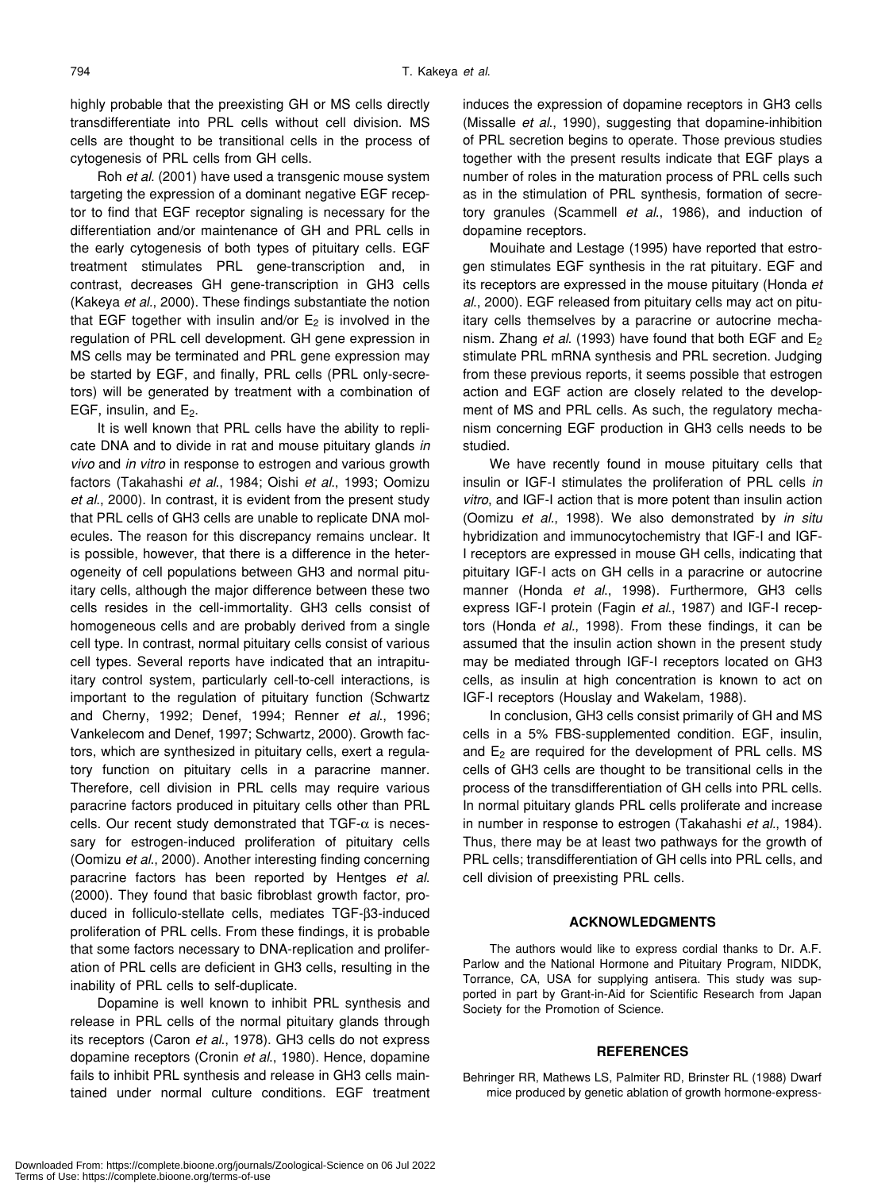highly probable that the preexisting GH or MS cells directly transdifferentiate into PRL cells without cell division. MS cells are thought to be transitional cells in the process of cytogenesis of PRL cells from GH cells.

Roh *et al.* (2001) have used a transgenic mouse system targeting the expression of a dominant negative EGF receptor to find that EGF receptor signaling is necessary for the differentiation and/or maintenance of GH and PRL cells in the early cytogenesis of both types of pituitary cells. EGF treatment stimulates PRL gene-transcription and, in contrast, decreases GH gene-transcription in GH3 cells (Kakeya *et al.*, 2000). These findings substantiate the notion that EGF together with insulin and/or $E_2$ is involved in the regulation of PRL cell development. GH gene expression in MS cells may be terminated and PRL gene expression may be started by EGF, and finally, PRL cells (PRL only-secretors) will be generated by treatment with a combination of EGF, insulin, and $E_2$.

It is well known that PRL cells have the ability to replicate DNA and to divide in rat and mouse pituitary glands *in vivo* and *in vitro* in response to estrogen and various growth factors (Takahashi *et al.*, 1984; Oishi *et al.*, 1993; Oomizu *et al.*, 2000). In contrast, it is evident from the present study that PRL cells of GH3 cells are unable to replicate DNA molecules. The reason for this discrepancy remains unclear. It is possible, however, that there is a difference in the heterogeneity of cell populations between GH3 and normal pituitary cells, although the major difference between these two cells resides in the cell-immortality. GH3 cells consist of homogeneous cells and are probably derived from a single cell type. In contrast, normal pituitary cells consist of various cell types. Several reports have indicated that an intrapituitary control system, particularly cell-to-cell interactions, is important to the regulation of pituitary function (Schwartz and Cherny, 1992; Denef, 1994; Renner *et al.*, 1996; Vankelecom and Denef, 1997; Schwartz, 2000). Growth factors, which are synthesized in pituitary cells, exert a regulatory function on pituitary cells in a paracrine manner. Therefore, cell division in PRL cells may require various paracrine factors produced in pituitary cells other than PRL cells. Our recent study demonstrated that TGF-$\alpha$ is necessary for estrogen-induced proliferation of pituitary cells (Oomizu *et al.*, 2000). Another interesting finding concerning paracrine factors has been reported by Hentges *et al.* (2000). They found that basic fibroblast growth factor, produced in folliculo-stellate cells, mediates TGF-$\beta$3-induced proliferation of PRL cells. From these findings, it is probable that some factors necessary to DNA-replication and proliferation of PRL cells are deficient in GH3 cells, resulting in the inability of PRL cells to self-duplicate.

Dopamine is well known to inhibit PRL synthesis and release in PRL cells of the normal pituitary glands through its receptors (Caron *et al.*, 1978). GH3 cells do not express dopamine receptors (Cronin *et al.*, 1980). Hence, dopamine fails to inhibit PRL synthesis and release in GH3 cells maintained under normal culture conditions. EGF treatment induces the expression of dopamine receptors in GH3 cells (Missalle *et al.*, 1990), suggesting that dopamine-inhibition of PRL secretion begins to operate. Those previous studies together with the present results indicate that EGF plays a number of roles in the maturation process of PRL cells such as in the stimulation of PRL synthesis, formation of secretory granules (Scammell *et al.*, 1986), and induction of dopamine receptors.

Mouihate and Lestage (1995) have reported that estrogen stimulates EGF synthesis in the rat pituitary. EGF and its receptors are expressed in the mouse pituitary (Honda *et al.*, 2000). EGF released from pituitary cells may act on pituitary cells themselves by a paracrine or autocrine mechanism. Zhang *et al.* (1993) have found that both EGF and $E_2$ stimulate PRL mRNA synthesis and PRL secretion. Judging from these previous reports, it seems possible that estrogen action and EGF action are closely related to the development of MS and PRL cells. As such, the regulatory mechanism concerning EGF production in GH3 cells needs to be studied.

We have recently found in mouse pituitary cells that insulin or IGF-I stimulates the proliferation of PRL cells *in vitro*, and IGF-I action that is more potent than insulin action (Oomizu *et al.*, 1998). We also demonstrated by *in situ* hybridization and immunocytochemistry that IGF-I and IGF-I receptors are expressed in mouse GH cells, indicating that pituitary IGF-I acts on GH cells in a paracrine or autocrine manner (Honda *et al.*, 1998). Furthermore, GH3 cells express IGF-I protein (Fagin *et al.*, 1987) and IGF-I receptors (Honda *et al.*, 1998). From these findings, it can be assumed that the insulin action shown in the present study may be mediated through IGF-I receptors located on GH3 cells, as insulin at high concentration is known to act on IGF-I receptors (Houslay and Wakelam, 1988).

In conclusion, GH3 cells consist primarily of GH and MS cells in a 5% FBS-supplemented condition. EGF, insulin, and $E_2$ are required for the development of PRL cells. MS cells of GH3 cells are thought to be transitional cells in the process of the transdifferentiation of GH cells into PRL cells. In normal pituitary glands PRL cells proliferate and increase in number in response to estrogen (Takahashi *et al.*, 1984). Thus, there may be at least two pathways for the growth of PRL cells; transdifferentiation of GH cells into PRL cells, and cell division of preexisting PRL cells.

## ACKNOWLEDGMENTS

The authors would like to express cordial thanks to Dr. A.F. Parlow and the National Hormone and Pituitary Program, NIDDK, Torrance, CA, USA for supplying antisera. This study was supported in part by Grant-in-Aid for Scientific Research from Japan Society for the Promotion of Science.

## REFERENCES

Behringer RR, Mathews LS, Palmiter RD, Brinster RL (1988) Dwarf mice produced by genetic ablation of growth hormone-express-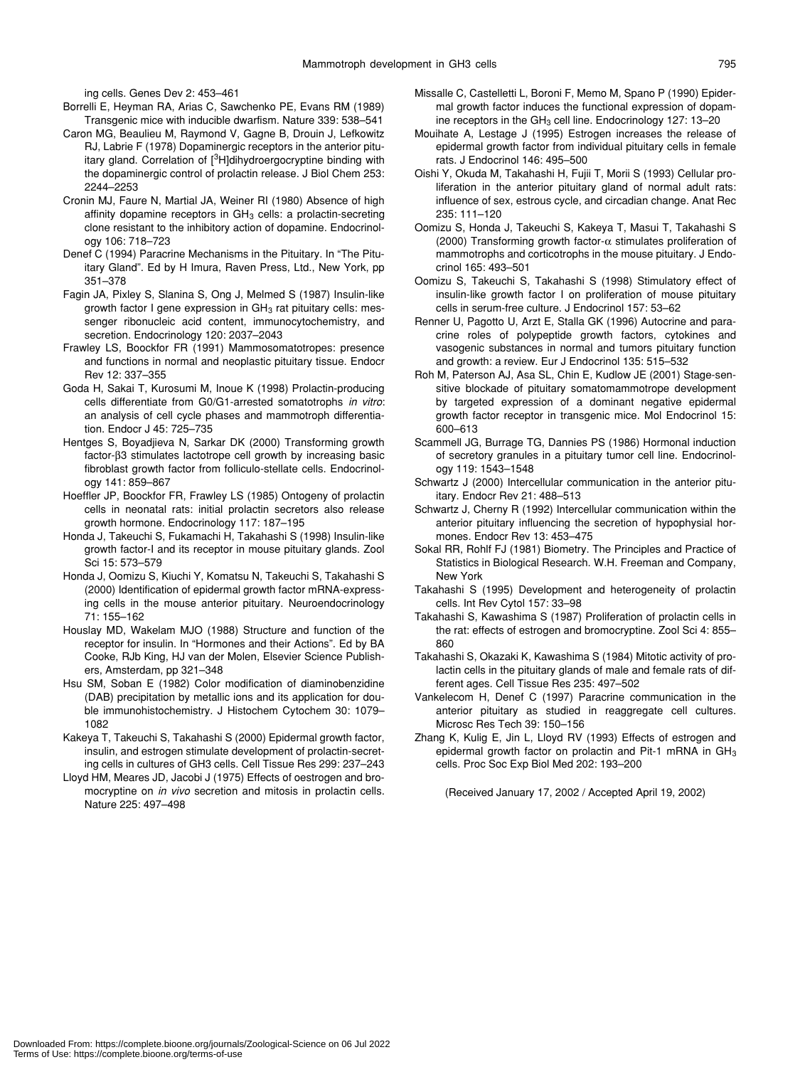ing cells. Genes Dev 2: 453–461

Borrelli E, Heyman RA, Arias C, Sawchenko PE, Evans RM (1989) Transgenic mice with inducible dwarfism. Nature 339: 538–541

Caron MG, Beaulieu M, Raymond V, Gagne B, Drouin J, Lefkowitz RJ, Labrie F (1978) Dopaminergic receptors in the anterior pituitary gland. Correlation of [$^3$H]dihydroergocryptine binding with the dopaminergic control of prolactin release. J Biol Chem 253: 2244–2253

Cronin MJ, Faure N, Martial JA, Weiner RI (1980) Absence of high affinity dopamine receptors in $GH_3$ cells: a prolactin-secreting clone resistant to the inhibitory action of dopamine. Endocrinology 106: 718–723

Denef C (1994) Paracrine Mechanisms in the Pituitary. In "The Pituitary Gland". Ed by H Imura, Raven Press, Ltd., New York, pp 351–378

Fagin JA, Pixley S, Slanina S, Ong J, Melmed S (1987) Insulin-like growth factor I gene expression in $GH_3$ rat pituitary cells: messenger ribonucleic acid content, immunocytochemistry, and secretion. Endocrinology 120: 2037–2043

Frawley LS, Boockfor FR (1991) Mammosomatotropes: presence and functions in normal and neoplastic pituitary tissue. Endocr Rev 12: 337–355

Goda H, Sakai T, Kurosumi M, Inoue K (1998) Prolactin-producing cells differentiate from G0/G1-arrested somatotrophs *in vitro*: an analysis of cell cycle phases and mammotroph differentiation. Endocr J 45: 725–735

Hentges S, Boyadjieva N, Sarkar DK (2000) Transforming growth factor-β3 stimulates lactotrope cell growth by increasing basic fibroblast growth factor from folliculo-stellate cells. Endocrinology 141: 859–867

Hoeffler JP, Boockfor FR, Frawley LS (1985) Ontogeny of prolactin cells in neonatal rats: initial prolactin secretors also release growth hormone. Endocrinology 117: 187–195

Honda J, Takeuchi S, Fukamachi H, Takahashi S (1998) Insulin-like growth factor-I and its receptor in mouse pituitary glands. Zool Sci 15: 573–579

Honda J, Oomizu S, Kiuchi Y, Komatsu N, Takeuchi S, Takahashi S (2000) Identification of epidermal growth factor mRNA-expressing cells in the mouse anterior pituitary. Neuroendocrinology 71: 155–162

Houslay MD, Wakelam MJO (1988) Structure and function of the receptor for insulin. In "Hormones and their Actions". Ed by BA Cooke, RJb King, HJ van der Molen, Elsevier Science Publishers, Amsterdam, pp 321–348

Hsu SM, Soban E (1982) Color modification of diaminobenzidine (DAB) precipitation by metallic ions and its application for double immunohistochemistry. J Histochem Cytochem 30: 1079–1082

Kakeya T, Takeuchi S, Takahashi S (2000) Epidermal growth factor, insulin, and estrogen stimulate development of prolactin-secreting cells in cultures of GH3 cells. Cell Tissue Res 299: 237–243

Lloyd HM, Meares JD, Jacobi J (1975) Effects of oestrogen and bromocryptine on *in vivo* secretion and mitosis in prolactin cells. Nature 225: 497–498

Missalle C, Castelletti L, Boroni F, Memo M, Spano P (1990) Epidermal growth factor induces the functional expression of dopamine receptors in the $GH_3$ cell line. Endocrinology 127: 13–20

Mouihate A, Lestage J (1995) Estrogen increases the release of epidermal growth factor from individual pituitary cells in female rats. J Endocrinol 146: 495–500

Oishi Y, Okuda M, Takahashi H, Fujii T, Morii S (1993) Cellular proliferation in the anterior pituitary gland of normal adult rats: influence of sex, estrous cycle, and circadian change. Anat Rec 235: 111–120

Oomizu S, Honda J, Takeuchi S, Kakeya T, Masui T, Takahashi S (2000) Transforming growth factor-α stimulates proliferation of mammotrophs and corticotrophs in the mouse pituitary. J Endocrinol 165: 493–501

Oomizu S, Takeuchi S, Takahashi S (1998) Stimulatory effect of insulin-like growth factor I on proliferation of mouse pituitary cells in serum-free culture. J Endocrinol 157: 53–62

Renner U, Pagotto U, Arzt E, Stalla GK (1996) Autocrine and paracrine roles of polypeptide growth factors, cytokines and vasogenic substances in normal and tumors pituitary function and growth: a review. Eur J Endocrinol 135: 515–532

Roh M, Paterson AJ, Asa SL, Chin E, Kudlow JE (2001) Stage-sensitive blockade of pituitary somatomammotrope development by targeted expression of a dominant negative epidermal growth factor receptor in transgenic mice. Mol Endocrinol 15: 600–613

Scammell JG, Burrage TG, Dannies PS (1986) Hormonal induction of secretory granules in a pituitary tumor cell line. Endocrinology 119: 1543–1548

Schwartz J (2000) Intercellular communication in the anterior pituitary. Endocr Rev 21: 488–513

Schwartz J, Cherny R (1992) Intercellular communication within the anterior pituitary influencing the secretion of hypophysial hormones. Endocr Rev 13: 453–475

Sokal RR, Rohlf FJ (1981) Biometry. The Principles and Practice of Statistics in Biological Research. W.H. Freeman and Company, New York

Takahashi S (1995) Development and heterogeneity of prolactin cells. Int Rev Cytol 157: 33–98

Takahashi S, Kawashima S (1987) Proliferation of prolactin cells in the rat: effects of estrogen and bromocryptine. Zool Sci 4: 855–860

Takahashi S, Okazaki K, Kawashima S (1984) Mitotic activity of prolactin cells in the pituitary glands of male and female rats of different ages. Cell Tissue Res 235: 497–502

Vankelecom H, Denef C (1997) Paracrine communication in the anterior pituitary as studied in reaggregate cell cultures. Microsc Res Tech 39: 150–156

Zhang K, Kulig E, Jin L, Lloyd RV (1993) Effects of estrogen and epidermal growth factor on prolactin and Pit-1 mRNA in $GH_3$ cells. Proc Soc Exp Biol Med 202: 193–200

(Received January 17, 2002 / Accepted April 19, 2002)